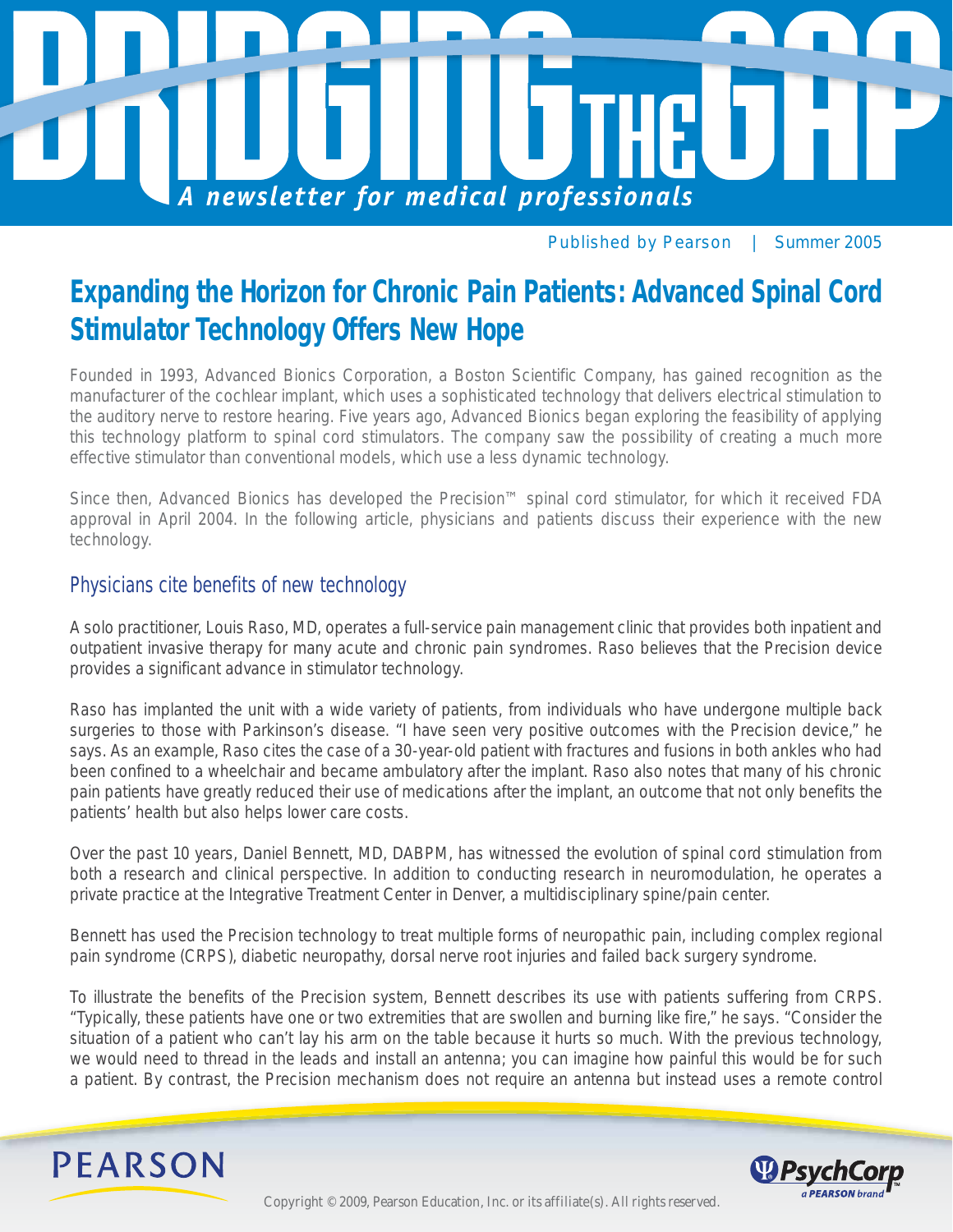# BRIDGING THE GAP

*A newsletter for medical professionals*

Published by Pearson | Summer 2005

## Expanding the Horizon for Chronic Pain Patients: Advanced Spinal Cord Stimulator Technology Offers New Hope

Founded in 1993, Advanced Bionics Corporation, a Boston Scientific Company, has gained recognition as the manufacturer of the cochlear implant, which uses a sophisticated technology that delivers electrical stimulation to the auditory nerve to restore hearing. Five years ago, Advanced Bionics began exploring the feasibility of applying this technology platform to spinal cord stimulators. The company saw the possibility of creating a much more effective stimulator than conventional models, which use a less dynamic technology.

Since then, Advanced Bionics has developed the Precision™ spinal cord stimulator, for which it received FDA approval in April 2004. In the following article, physicians and patients discuss their experience with the new technology.

### Physicians cite benefits of new technology

A solo practitioner, Louis Raso, MD, operates a full-service pain management clinic that provides both inpatient and outpatient invasive therapy for many acute and chronic pain syndromes. Raso believes that the Precision device provides a significant advance in stimulator technology.

Raso has implanted the unit with a wide variety of patients, from individuals who have undergone multiple back surgeries to those with Parkinson's disease. "I have seen very positive outcomes with the Precision device," he says. As an example, Raso cites the case of a 30-year-old patient with fractures and fusions in both ankles who had been confined to a wheelchair and became ambulatory after the implant. Raso also notes that many of his chronic pain patients have greatly reduced their use of medications after the implant, an outcome that not only benefits the patients' health but also helps lower care costs.

Over the past 10 years, Daniel Bennett, MD, DABPM, has witnessed the evolution of spinal cord stimulation from both a research and clinical perspective. In addition to conducting research in neuromodulation, he operates a private practice at the Integrative Treatment Center in Denver, a multidisciplinary spine/pain center.

Bennett has used the Precision technology to treat multiple forms of neuropathic pain, including complex regional pain syndrome (CRPS), diabetic neuropathy, dorsal nerve root injuries and failed back surgery syndrome.

To illustrate the benefits of the Precision system, Bennett describes its use with patients suffering from CRPS. "Typically, these patients have one or two extremities that are swollen and burning like fire," he says. "Consider the situation of a patient who can't lay his arm on the table because it hurts so much. With the previous technology, we would need to thread in the leads and install an antenna; you can imagine how painful this would be for such a patient. By contrast, the Precision mechanism does not require an antenna but instead uses a remote control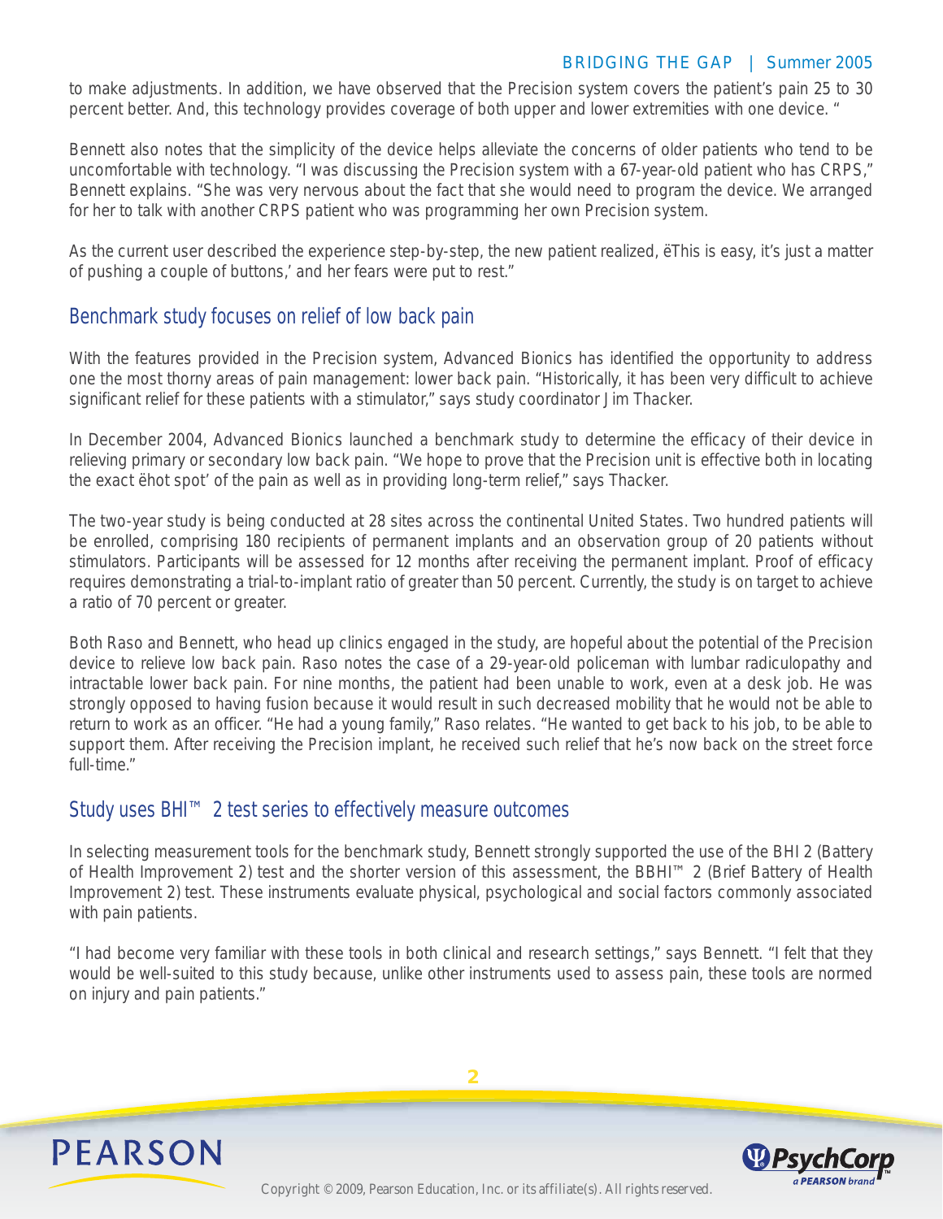to make adjustments. In addition, we have observed that the Precision system covers the patient's pain 25 to 30 percent better. And, this technology provides coverage of both upper and lower extremities with one device. "

Bennett also notes that the simplicity of the device helps alleviate the concerns of older patients who tend to be uncomfortable with technology. "I was discussing the Precision system with a 67-year-old patient who has CRPS," Bennett explains. "She was very nervous about the fact that she would need to program the device. We arranged for her to talk with another CRPS patient who was programming her own Precision system.

As the current user described the experience step-by-step, the new patient realized, ëThis is easy, it's just a matter of pushing a couple of buttons,' and her fears were put to rest."

## Benchmark study focuses on relief of low back pain

With the features provided in the Precision system, Advanced Bionics has identified the opportunity to address one the most thorny areas of pain management: lower back pain. "Historically, it has been very difficult to achieve significant relief for these patients with a stimulator," says study coordinator Jim Thacker.

In December 2004, Advanced Bionics launched a benchmark study to determine the efficacy of their device in relieving primary or secondary low back pain. "We hope to prove that the Precision unit is effective both in locating the exact ëhot spot' of the pain as well as in providing long-term relief," says Thacker.

The two-year study is being conducted at 28 sites across the continental United States. Two hundred patients will be enrolled, comprising 180 recipients of permanent implants and an observation group of 20 patients without stimulators. Participants will be assessed for 12 months after receiving the permanent implant. Proof of efficacy requires demonstrating a trial-to-implant ratio of greater than 50 percent. Currently, the study is on target to achieve a ratio of 70 percent or greater.

Both Raso and Bennett, who head up clinics engaged in the study, are hopeful about the potential of the Precision device to relieve low back pain. Raso notes the case of a 29-year-old policeman with lumbar radiculopathy and intractable lower back pain. For nine months, the patient had been unable to work, even at a desk job. He was strongly opposed to having fusion because it would result in such decreased mobility that he would not be able to return to work as an officer. "He had a young family," Raso relates. "He wanted to get back to his job, to be able to support them. After receiving the Precision implant, he received such relief that he's now back on the street force full-time."

## Study uses BHI™ 2 test series to effectively measure outcomes

In selecting measurement tools for the benchmark study, Bennett strongly supported the use of the BHI 2 (Battery of Health Improvement 2) test and the shorter version of this assessment, the BBHI™ 2 (Brief Battery of Health Improvement 2) test. These instruments evaluate physical, psychological and social factors commonly associated with pain patients.

"I had become very familiar with these tools in both clinical and research settings," says Bennett. "I felt that they would be well-suited to this study because, unlike other instruments used to assess pain, these tools are normed on injury and pain patients."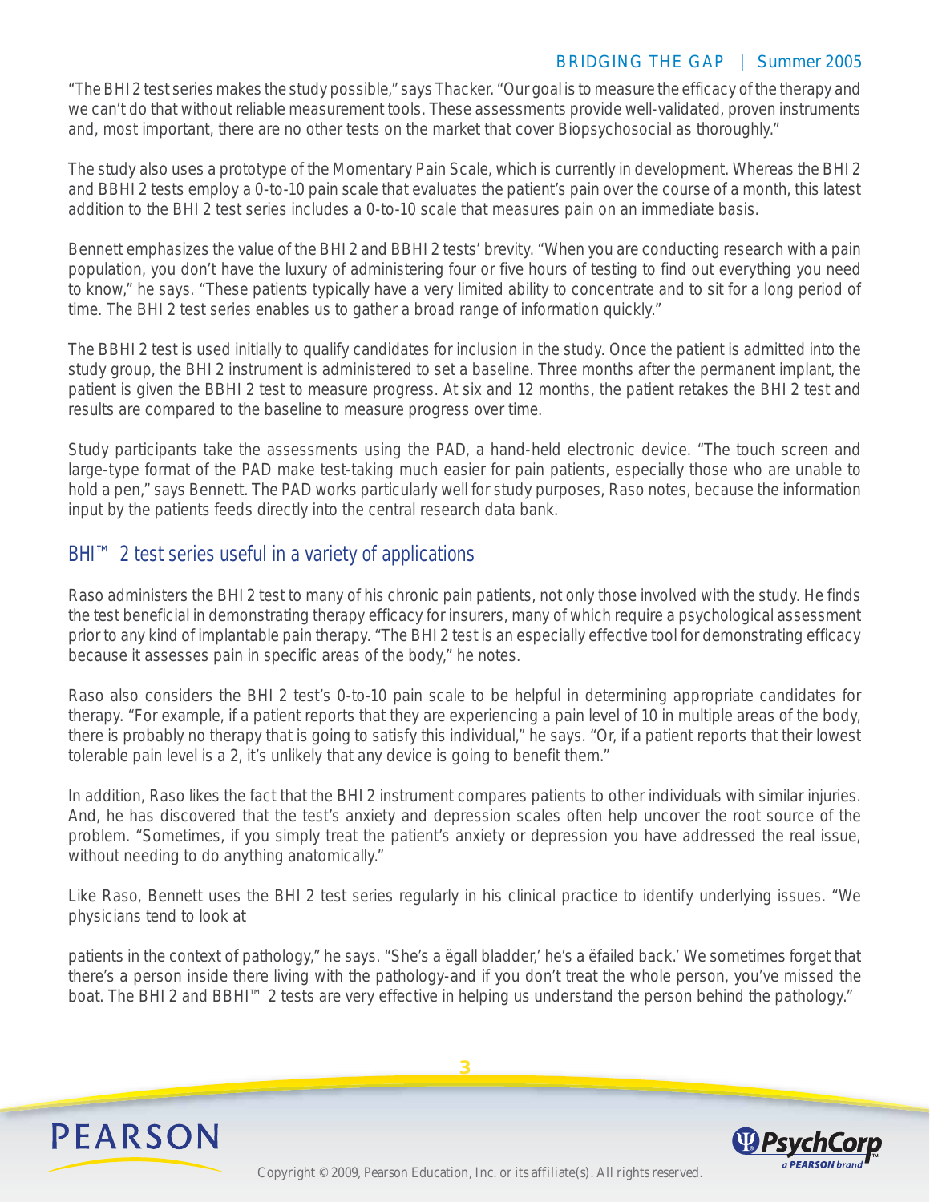"The BHI 2 test series makes the study possible," says Thacker. "Our goal is to measure the efficacy of the therapy and we can't do that without reliable measurement tools. These assessments provide well-validated, proven instruments and, most important, there are no other tests on the market that cover Biopsychosocial as thoroughly."

The study also uses a prototype of the Momentary Pain Scale, which is currently in development. Whereas the BHI 2 and BBHI 2 tests employ a 0-to-10 pain scale that evaluates the patient's pain over the course of a month, this latest addition to the BHI 2 test series includes a 0-to-10 scale that measures pain on an immediate basis.

Bennett emphasizes the value of the BHI 2 and BBHI 2 tests' brevity. "When you are conducting research with a pain population, you don't have the luxury of administering four or five hours of testing to find out everything you need to know," he says. "These patients typically have a very limited ability to concentrate and to sit for a long period of time. The BHI 2 test series enables us to gather a broad range of information quickly."

The BBHI 2 test is used initially to qualify candidates for inclusion in the study. Once the patient is admitted into the study group, the BHI 2 instrument is administered to set a baseline. Three months after the permanent implant, the patient is given the BBHI 2 test to measure progress. At six and 12 months, the patient retakes the BHI 2 test and results are compared to the baseline to measure progress over time.

Study participants take the assessments using the PAD, a hand-held electronic device. "The touch screen and large-type format of the PAD make test-taking much easier for pain patients, especially those who are unable to hold a pen," says Bennett. The PAD works particularly well for study purposes, Raso notes, because the information input by the patients feeds directly into the central research data bank.

## BHI™ 2 test series useful in a variety of applications

Raso administers the BHI 2 test to many of his chronic pain patients, not only those involved with the study. He finds the test beneficial in demonstrating therapy efficacy for insurers, many of which require a psychological assessment prior to any kind of implantable pain therapy. "The BHI 2 test is an especially effective tool for demonstrating efficacy because it assesses pain in specific areas of the body," he notes.

Raso also considers the BHI 2 test's 0-to-10 pain scale to be helpful in determining appropriate candidates for therapy. "For example, if a patient reports that they are experiencing a pain level of 10 in multiple areas of the body, there is probably no therapy that is going to satisfy this individual," he says. "Or, if a patient reports that their lowest tolerable pain level is a 2, it's unlikely that any device is going to benefit them."

In addition, Raso likes the fact that the BHI 2 instrument compares patients to other individuals with similar injuries. And, he has discovered that the test's anxiety and depression scales often help uncover the root source of the problem. "Sometimes, if you simply treat the patient's anxiety or depression you have addressed the real issue, without needing to do anything anatomically."

Like Raso, Bennett uses the BHI 2 test series regularly in his clinical practice to identify underlying issues. "We physicians tend to look at patients in the context of pathology," he says. "She's a ëgall bladder,' he's a ëfailed back.' We sometimes forget that there's a person inside there living with the pathology-and if you don't treat the whole person, you've missed the boat. The BHI 2 and BBHI™ 2 tests are very effective in helping us understand the person behind the pathology."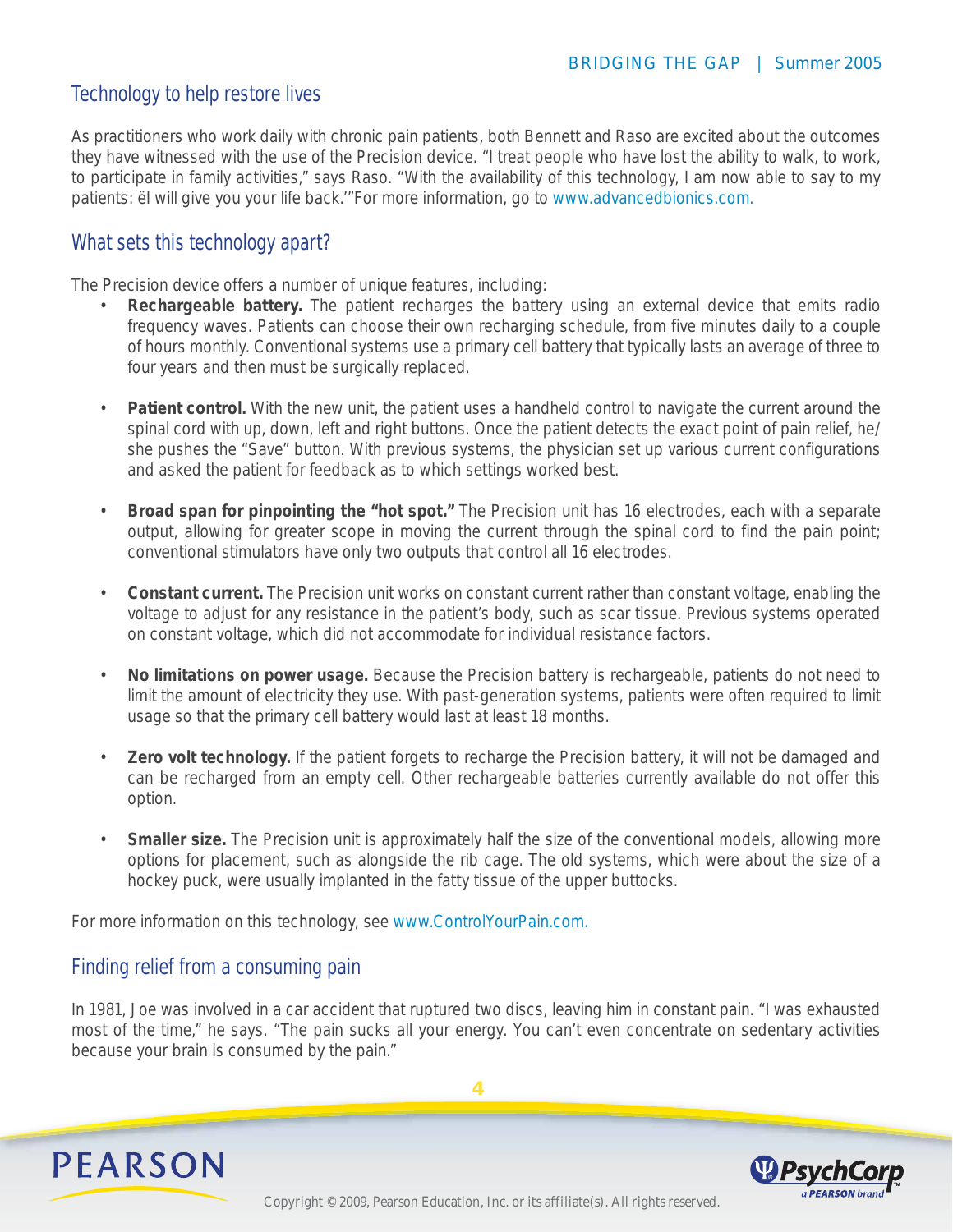## Technology to help restore lives

As practitioners who work daily with chronic pain patients, both Bennett and Raso are excited about the outcomes they have witnessed with the use of the Precision device. "I treat people who have lost the ability to walk, to work, to participate in family activities," says Raso. "With the availability of this technology, I am now able to say to my patients: ëI will give you your life back.'"For more information, go to www.advancedbionics.com.

## What sets this technology apart?

The Precision device offers a number of unique features, including:

- **Rechargeable battery.** The patient recharges the battery using an external device that emits radio frequency waves. Patients can choose their own recharging schedule, from five minutes daily to a couple of hours monthly. Conventional systems use a primary cell battery that typically lasts an average of three to four years and then must be surgically replaced.
- **Patient control.** With the new unit, the patient uses a handheld control to navigate the current around the spinal cord with up, down, left and right buttons. Once the patient detects the exact point of pain relief, he/she pushes the "Save" button. With previous systems, the physician set up various current configurations and asked the patient for feedback as to which settings worked best.
- **Broad span for pinpointing the "hot spot."** The Precision unit has 16 electrodes, each with a separate output, allowing for greater scope in moving the current through the spinal cord to find the pain point; conventional stimulators have only two outputs that control all 16 electrodes.
- **Constant current.** The Precision unit works on constant current rather than constant voltage, enabling the voltage to adjust for any resistance in the patient's body, such as scar tissue. Previous systems operated on constant voltage, which did not accommodate for individual resistance factors.
- **No limitations on power usage.** Because the Precision battery is rechargeable, patients do not need to limit the amount of electricity they use. With past-generation systems, patients were often required to limit usage so that the primary cell battery would last at least 18 months.
- **Zero volt technology.** If the patient forgets to recharge the Precision battery, it will not be damaged and can be recharged from an empty cell. Other rechargeable batteries currently available do not offer this option.
- **Smaller size.** The Precision unit is approximately half the size of the conventional models, allowing more options for placement, such as alongside the rib cage. The old systems, which were about the size of a hockey puck, were usually implanted in the fatty tissue of the upper buttocks.

For more information on this technology, see www.ControlYourPain.com.

## Finding relief from a consuming pain

In 1981, Joe was involved in a car accident that ruptured two discs, leaving him in constant pain. "I was exhausted most of the time," he says. "The pain sucks all your energy. You can't even concentrate on sedentary activities because your brain is consumed by the pain."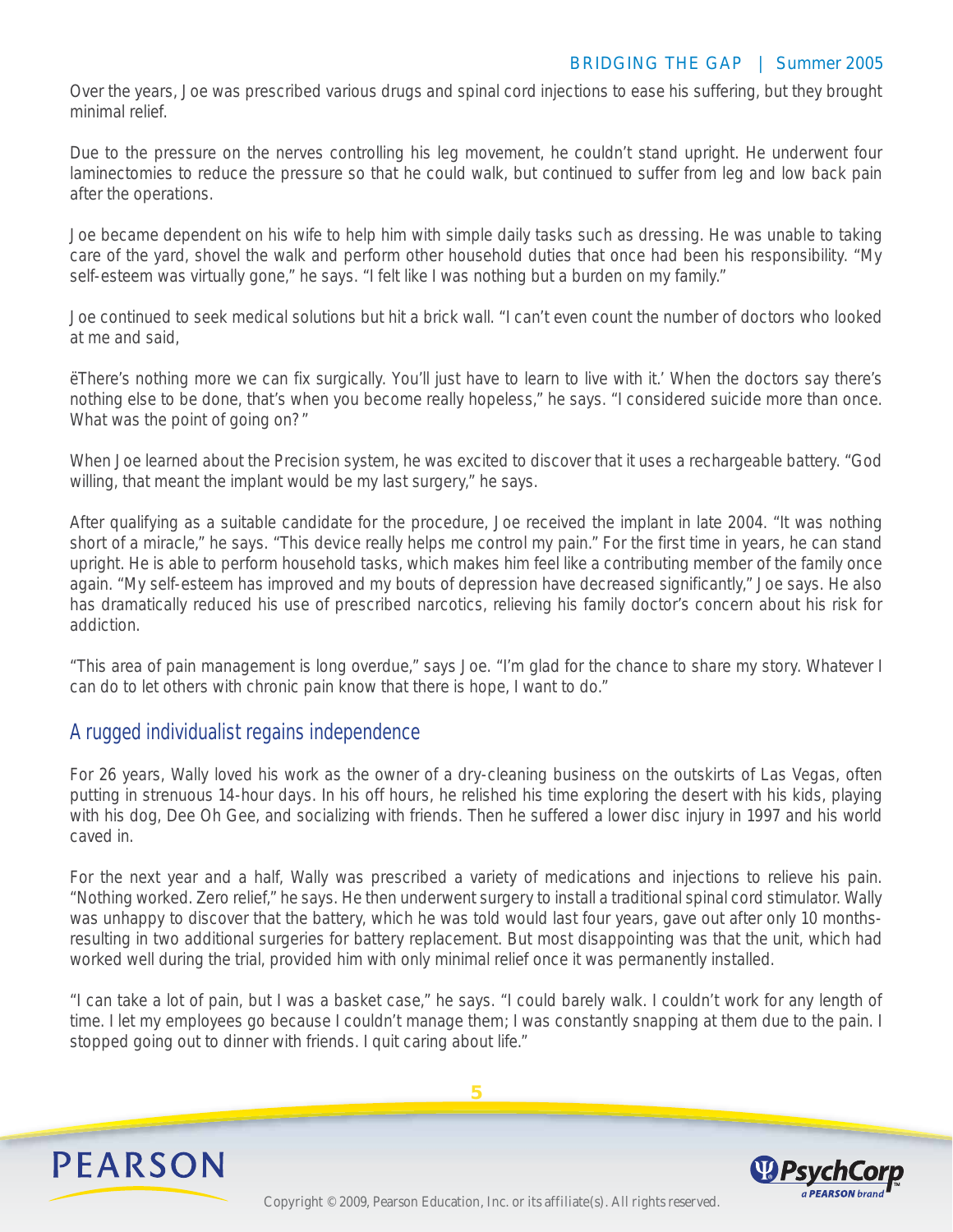Over the years, Joe was prescribed various drugs and spinal cord injections to ease his suffering, but they brought minimal relief.

Due to the pressure on the nerves controlling his leg movement, he couldn't stand upright. He underwent four laminectomies to reduce the pressure so that he could walk, but continued to suffer from leg and low back pain after the operations.

Joe became dependent on his wife to help him with simple daily tasks such as dressing. He was unable to taking care of the yard, shovel the walk and perform other household duties that once had been his responsibility. "My self-esteem was virtually gone," he says. "I felt like I was nothing but a burden on my family."

Joe continued to seek medical solutions but hit a brick wall. "I can't even count the number of doctors who looked at me and said,

ëThere's nothing more we can fix surgically. You'll just have to learn to live with it.' When the doctors say there's nothing else to be done, that's when you become really hopeless," he says. "I considered suicide more than once. What was the point of going on?"

When Joe learned about the Precision system, he was excited to discover that it uses a rechargeable battery. "God willing, that meant the implant would be my last surgery," he says.

After qualifying as a suitable candidate for the procedure, Joe received the implant in late 2004. "It was nothing short of a miracle," he says. "This device really helps me control my pain." For the first time in years, he can stand upright. He is able to perform household tasks, which makes him feel like a contributing member of the family once again. "My self-esteem has improved and my bouts of depression have decreased significantly," Joe says. He also has dramatically reduced his use of prescribed narcotics, relieving his family doctor's concern about his risk for addiction.

"This area of pain management is long overdue," says Joe. "I'm glad for the chance to share my story. Whatever I can do to let others with chronic pain know that there is hope, I want to do."

## A rugged individualist regains independence

For 26 years, Wally loved his work as the owner of a dry-cleaning business on the outskirts of Las Vegas, often putting in strenuous 14-hour days. In his off hours, he relished his time exploring the desert with his kids, playing with his dog, Dee Oh Gee, and socializing with friends. Then he suffered a lower disc injury in 1997 and his world caved in.

For the next year and a half, Wally was prescribed a variety of medications and injections to relieve his pain. "Nothing worked. Zero relief," he says. He then underwent surgery to install a traditional spinal cord stimulator. Wally was unhappy to discover that the battery, which he was told would last four years, gave out after only 10 months-resulting in two additional surgeries for battery replacement. But most disappointing was that the unit, which had worked well during the trial, provided him with only minimal relief once it was permanently installed.

"I can take a lot of pain, but I was a basket case," he says. "I could barely walk. I couldn't work for any length of time. I let my employees go because I couldn't manage them; I was constantly snapping at them due to the pain. I stopped going out to dinner with friends. I quit caring about life."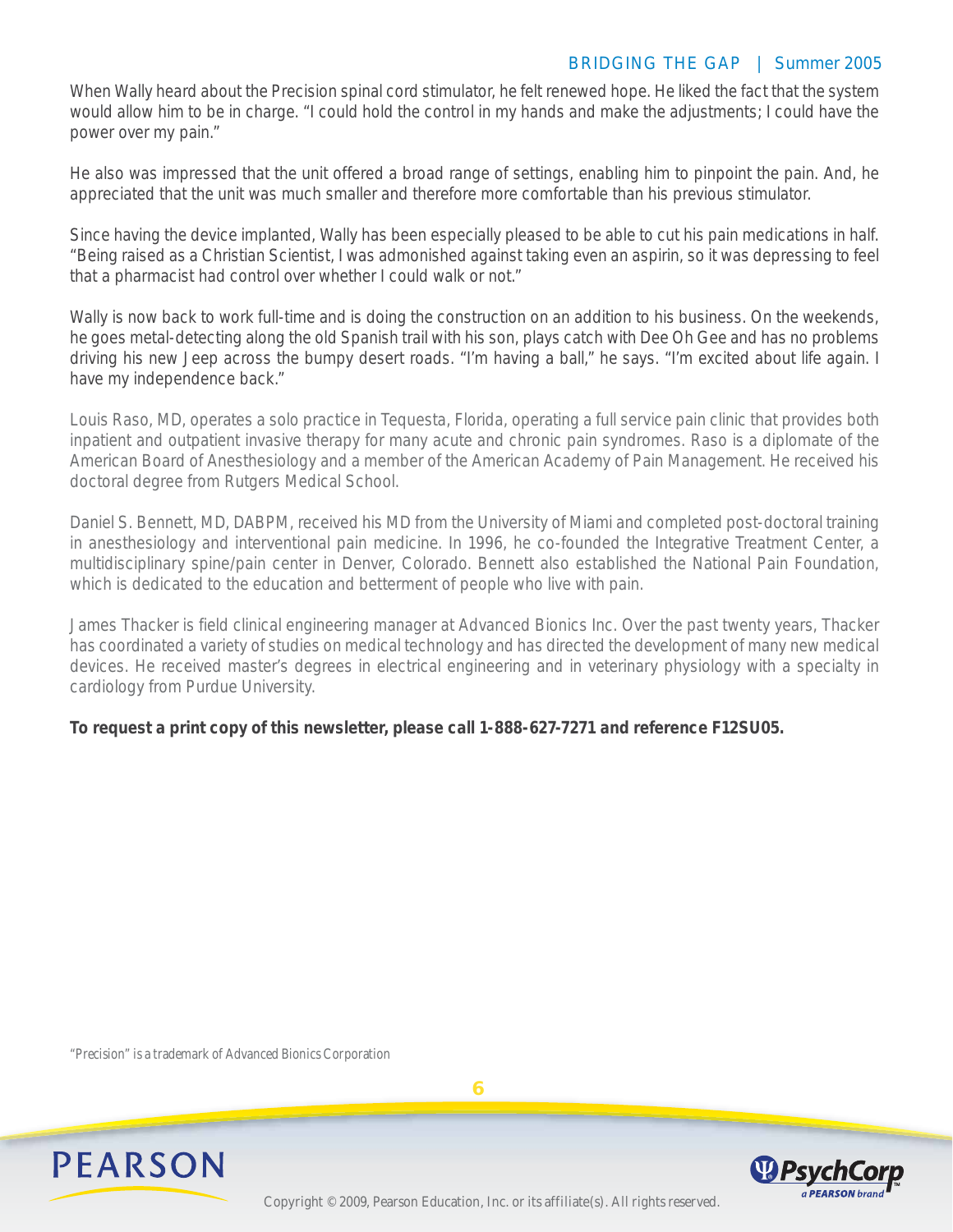When Wally heard about the Precision spinal cord stimulator, he felt renewed hope. He liked the fact that the system would allow him to be in charge. "I could hold the control in my hands and make the adjustments; I could have the power over my pain."

He also was impressed that the unit offered a broad range of settings, enabling him to pinpoint the pain. And, he appreciated that the unit was much smaller and therefore more comfortable than his previous stimulator.

Since having the device implanted, Wally has been especially pleased to be able to cut his pain medications in half. "Being raised as a Christian Scientist, I was admonished against taking even an aspirin, so it was depressing to feel that a pharmacist had control over whether I could walk or not."

Wally is now back to work full-time and is doing the construction on an addition to his business. On the weekends, he goes metal-detecting along the old Spanish trail with his son, plays catch with Dee Oh Gee and has no problems driving his new Jeep across the bumpy desert roads. "I'm having a ball," he says. "I'm excited about life again. I have my independence back."

Louis Raso, MD, operates a solo practice in Tequesta, Florida, operating a full service pain clinic that provides both inpatient and outpatient invasive therapy for many acute and chronic pain syndromes. Raso is a diplomate of the American Board of Anesthesiology and a member of the American Academy of Pain Management. He received his doctoral degree from Rutgers Medical School.

Daniel S. Bennett, MD, DABPM, received his MD from the University of Miami and completed post-doctoral training in anesthesiology and interventional pain medicine. In 1996, he co-founded the Integrative Treatment Center, a multidisciplinary spine/pain center in Denver, Colorado. Bennett also established the National Pain Foundation, which is dedicated to the education and betterment of people who live with pain.

James Thacker is field clinical engineering manager at Advanced Bionics Inc. Over the past twenty years, Thacker has coordinated a variety of studies on medical technology and has directed the development of many new medical devices. He received master's degrees in electrical engineering and in veterinary physiology with a specialty in cardiology from Purdue University.

**To request a print copy of this newsletter, please call 1-888-627-7271 and reference F12SU05.**

*"Precision" is a trademark of Advanced Bionics Corporation*

Copyright © 2009, Pearson Education, Inc. or its affiliate(s). All rights reserved.